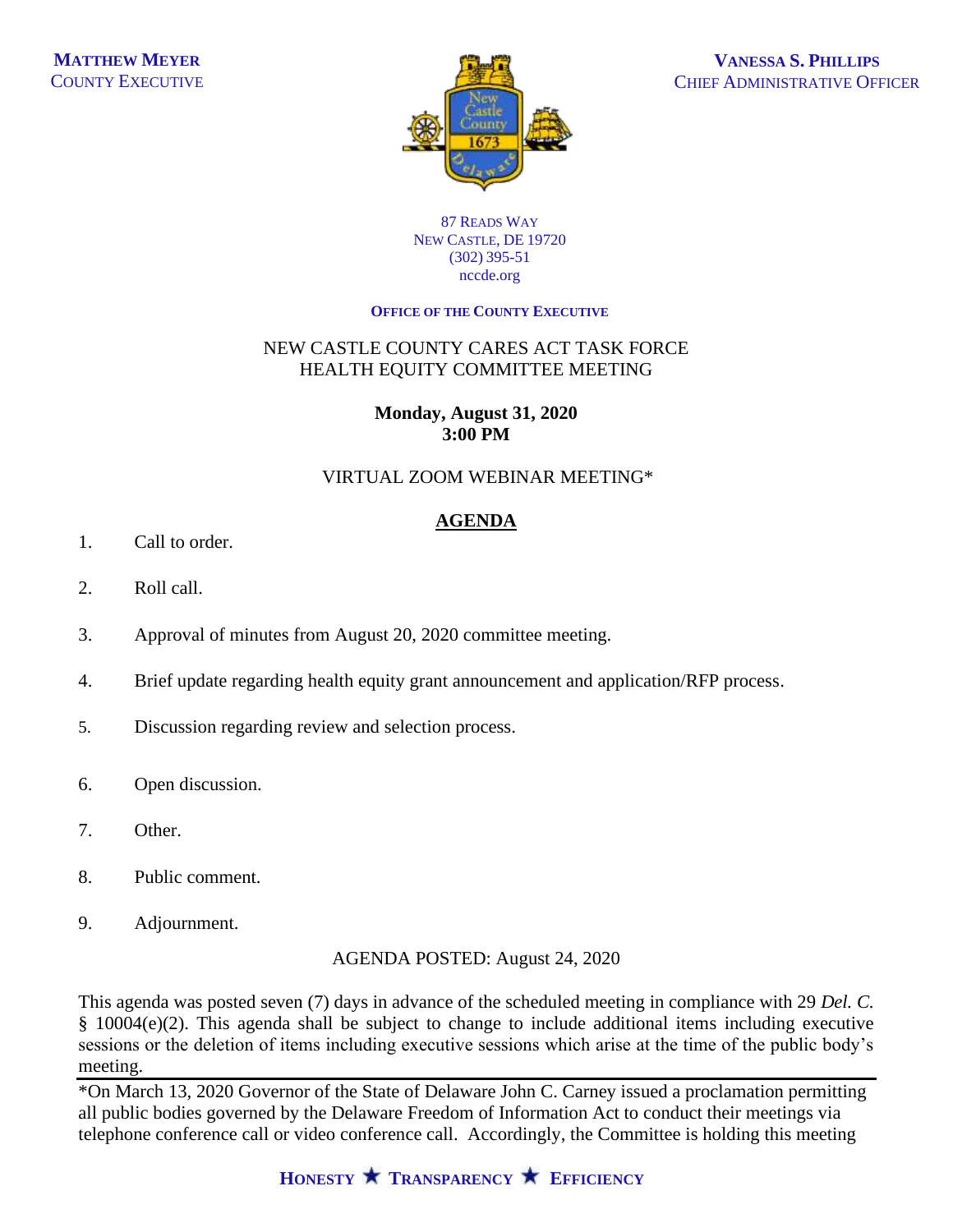**MATTHEW MEYER**
COUNTY EXECUTIVE

**VANESSA S. PHILLIPS**
CHIEF ADMINISTRATIVE OFFICER

87 READS WAY
NEW CASTLE, DE 19720
(302) 395-51
nccde.org

**OFFICE OF THE COUNTY EXECUTIVE**

NEW CASTLE COUNTY CARES ACT TASK FORCE
HEALTH EQUITY COMMITTEE MEETING

**Monday, August 31, 2020**
**3:00 PM**

VIRTUAL ZOOM WEBINAR MEETING*

## AGENDA

1. Call to order.

2. Roll call.

3. Approval of minutes from August 20, 2020 committee meeting.

4. Brief update regarding health equity grant announcement and application/RFP process.

5. Discussion regarding review and selection process.

6. Open discussion.

7. Other.

8. Public comment.

9. Adjournment.

AGENDA POSTED: August 24, 2020

This agenda was posted seven (7) days in advance of the scheduled meeting in compliance with 29 *Del. C.* § 10004(e)(2). This agenda shall be subject to change to include additional items including executive sessions or the deletion of items including executive sessions which arise at the time of the public body's meeting.

---

*On March 13, 2020 Governor of the State of Delaware John C. Carney issued a proclamation permitting all public bodies governed by the Delaware Freedom of Information Act to conduct their meetings via telephone conference call or video conference call. Accordingly, the Committee is holding this meeting

**HONESTY ★ TRANSPARENCY ★ EFFICIENCY**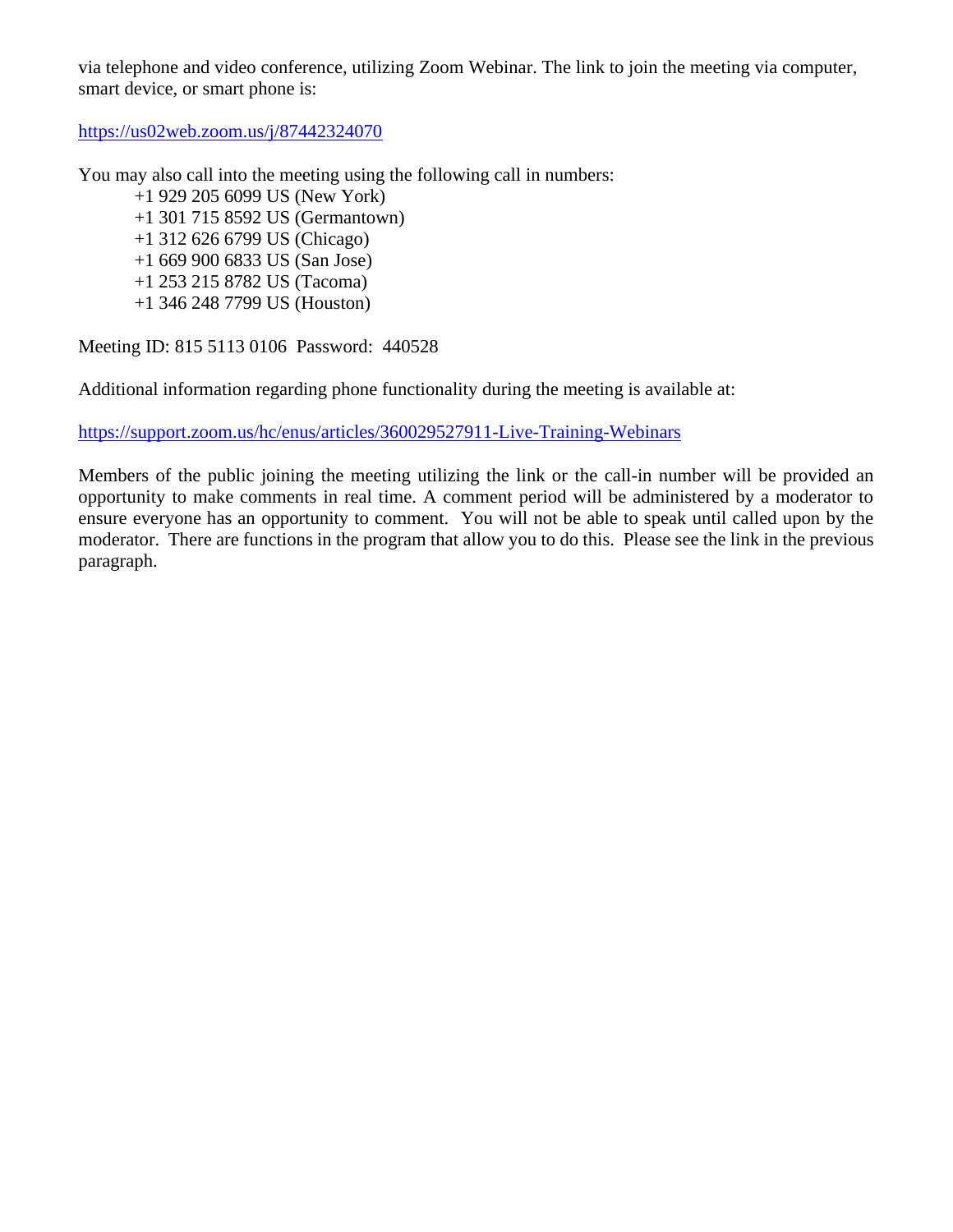via telephone and video conference, utilizing Zoom Webinar. The link to join the meeting via computer, smart device, or smart phone is:

https://us02web.zoom.us/j/87442324070

You may also call into the meeting using the following call in numbers:

+1 929 205 6099 US (New York)
+1 301 715 8592 US (Germantown)
+1 312 626 6799 US (Chicago)
+1 669 900 6833 US (San Jose)
+1 253 215 8782 US (Tacoma)
+1 346 248 7799 US (Houston)

Meeting ID: 815 5113 0106 Password: 440528

Additional information regarding phone functionality during the meeting is available at:

https://support.zoom.us/hc/enus/articles/360029527911-Live-Training-Webinars

Members of the public joining the meeting utilizing the link or the call-in number will be provided an opportunity to make comments in real time. A comment period will be administered by a moderator to ensure everyone has an opportunity to comment. You will not be able to speak until called upon by the moderator. There are functions in the program that allow you to do this. Please see the link in the previous paragraph.